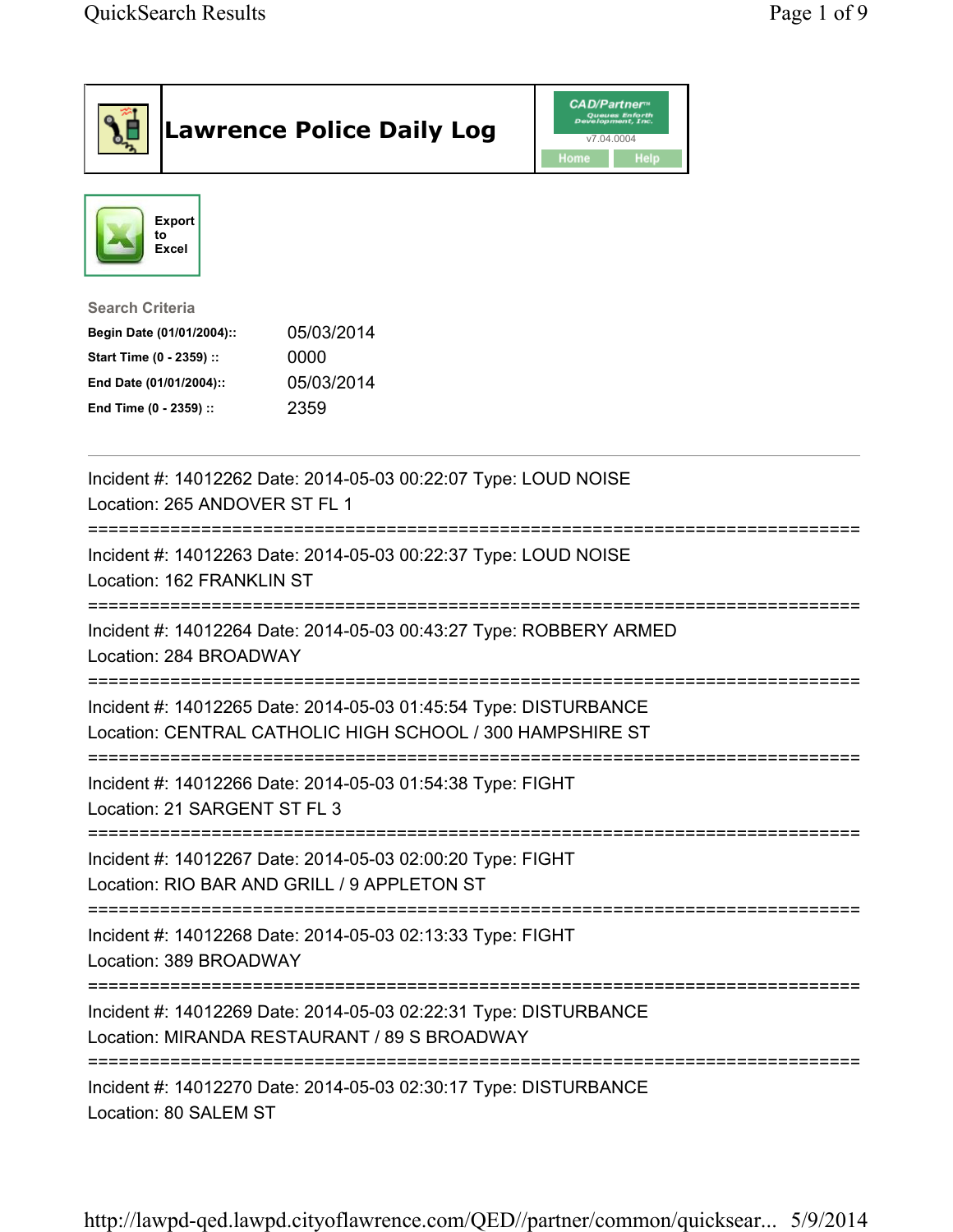# Lawrence Police Daily Log

CAD/Partner™ v7.04.0004

Home Help

Export to Excel

**Search Criteria**

| | |
|---|---|
| **Begin Date (01/01/2004)::** | 05/03/2014 |
| **Start Time (0 - 2359) ::** | 0000 |
| **End Date (01/01/2004)::** | 05/03/2014 |
| **End Time (0 - 2359) ::** | 2359 |

---

Incident #: 14012262 Date: 2014-05-03 00:22:07 Type: LOUD NOISE
Location: 265 ANDOVER ST FL 1

===========================================================================

Incident #: 14012263 Date: 2014-05-03 00:22:37 Type: LOUD NOISE
Location: 162 FRANKLIN ST

===========================================================================

Incident #: 14012264 Date: 2014-05-03 00:43:27 Type: ROBBERY ARMED
Location: 284 BROADWAY

===========================================================================

Incident #: 14012265 Date: 2014-05-03 01:45:54 Type: DISTURBANCE
Location: CENTRAL CATHOLIC HIGH SCHOOL / 300 HAMPSHIRE ST

===========================================================================

Incident #: 14012266 Date: 2014-05-03 01:54:38 Type: FIGHT
Location: 21 SARGENT ST FL 3

===========================================================================

Incident #: 14012267 Date: 2014-05-03 02:00:20 Type: FIGHT
Location: RIO BAR AND GRILL / 9 APPLETON ST

===========================================================================

Incident #: 14012268 Date: 2014-05-03 02:13:33 Type: FIGHT
Location: 389 BROADWAY

===========================================================================

Incident #: 14012269 Date: 2014-05-03 02:22:31 Type: DISTURBANCE
Location: MIRANDA RESTAURANT / 89 S BROADWAY

===========================================================================

Incident #: 14012270 Date: 2014-05-03 02:30:17 Type: DISTURBANCE
Location: 80 SALEM ST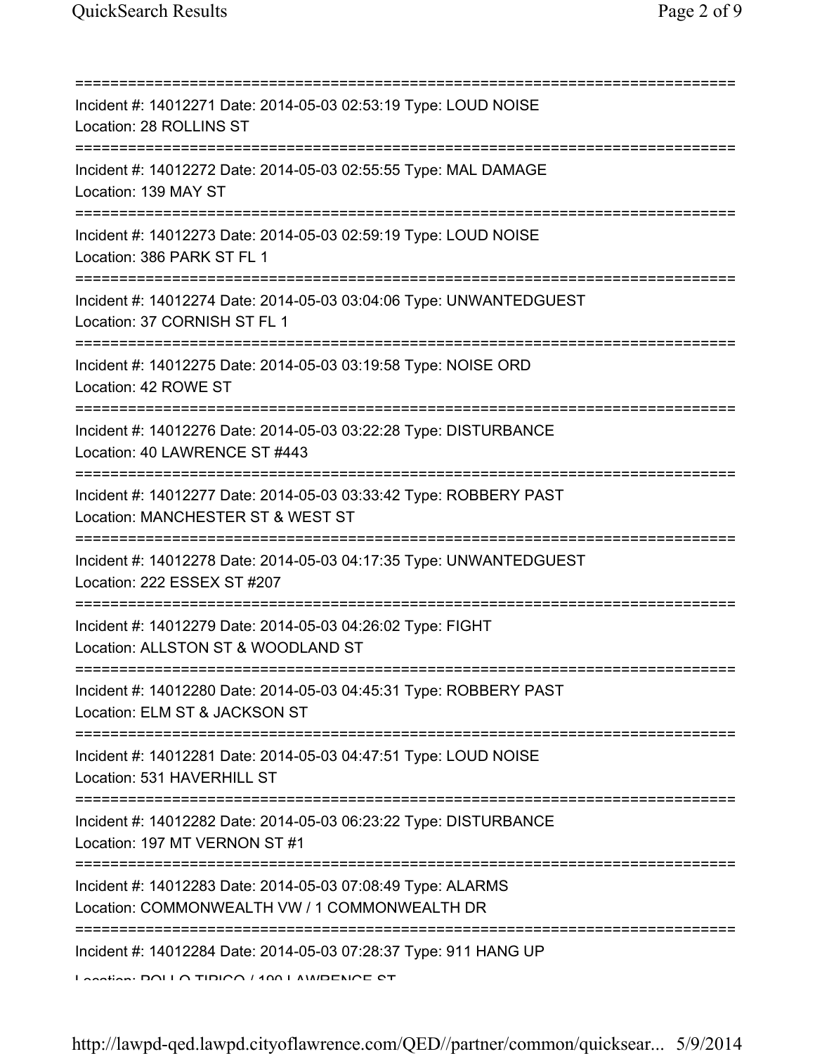===========================================================================

Incident #: 14012271 Date: 2014-05-03 02:53:19 Type: LOUD NOISE
Location: 28 ROLLINS ST

===========================================================================

Incident #: 14012272 Date: 2014-05-03 02:55:55 Type: MAL DAMAGE
Location: 139 MAY ST

===========================================================================

Incident #: 14012273 Date: 2014-05-03 02:59:19 Type: LOUD NOISE
Location: 386 PARK ST FL 1

===========================================================================

Incident #: 14012274 Date: 2014-05-03 03:04:06 Type: UNWANTEDGUEST
Location: 37 CORNISH ST FL 1

===========================================================================

Incident #: 14012275 Date: 2014-05-03 03:19:58 Type: NOISE ORD
Location: 42 ROWE ST

===========================================================================

Incident #: 14012276 Date: 2014-05-03 03:22:28 Type: DISTURBANCE
Location: 40 LAWRENCE ST #443

===========================================================================

Incident #: 14012277 Date: 2014-05-03 03:33:42 Type: ROBBERY PAST
Location: MANCHESTER ST & WEST ST

===========================================================================

Incident #: 14012278 Date: 2014-05-03 04:17:35 Type: UNWANTEDGUEST
Location: 222 ESSEX ST #207

===========================================================================

Incident #: 14012279 Date: 2014-05-03 04:26:02 Type: FIGHT
Location: ALLSTON ST & WOODLAND ST

===========================================================================

Incident #: 14012280 Date: 2014-05-03 04:45:31 Type: ROBBERY PAST
Location: ELM ST & JACKSON ST

===========================================================================

Incident #: 14012281 Date: 2014-05-03 04:47:51 Type: LOUD NOISE
Location: 531 HAVERHILL ST

===========================================================================

Incident #: 14012282 Date: 2014-05-03 06:23:22 Type: DISTURBANCE
Location: 197 MT VERNON ST #1

===========================================================================

Incident #: 14012283 Date: 2014-05-03 07:08:49 Type: ALARMS
Location: COMMONWEALTH VW / 1 COMMONWEALTH DR

===========================================================================

Incident #: 14012284 Date: 2014-05-03 07:28:37 Type: 911 HANG UP
Location: POLLO TIPICO / 190 LAWRENCE ST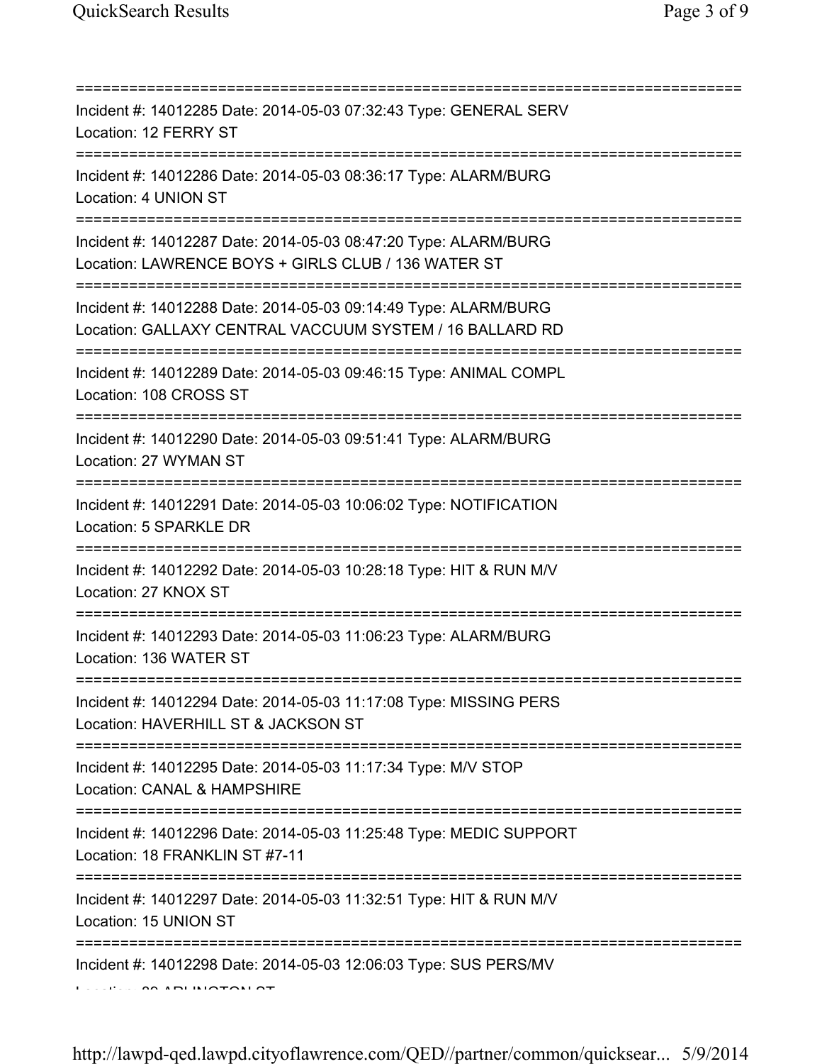==========================================================================
Incident #: 14012285 Date: 2014-05-03 07:32:43 Type: GENERAL SERV
Location: 12 FERRY ST
==========================================================================
Incident #: 14012286 Date: 2014-05-03 08:36:17 Type: ALARM/BURG
Location: 4 UNION ST
==========================================================================
Incident #: 14012287 Date: 2014-05-03 08:47:20 Type: ALARM/BURG
Location: LAWRENCE BOYS + GIRLS CLUB / 136 WATER ST
==========================================================================
Incident #: 14012288 Date: 2014-05-03 09:14:49 Type: ALARM/BURG
Location: GALLAXY CENTRAL VACCUUM SYSTEM / 16 BALLARD RD
==========================================================================
Incident #: 14012289 Date: 2014-05-03 09:46:15 Type: ANIMAL COMPL
Location: 108 CROSS ST
==========================================================================
Incident #: 14012290 Date: 2014-05-03 09:51:41 Type: ALARM/BURG
Location: 27 WYMAN ST
==========================================================================
Incident #: 14012291 Date: 2014-05-03 10:06:02 Type: NOTIFICATION
Location: 5 SPARKLE DR
==========================================================================
Incident #: 14012292 Date: 2014-05-03 10:28:18 Type: HIT & RUN M/V
Location: 27 KNOX ST
==========================================================================
Incident #: 14012293 Date: 2014-05-03 11:06:23 Type: ALARM/BURG
Location: 136 WATER ST
==========================================================================
Incident #: 14012294 Date: 2014-05-03 11:17:08 Type: MISSING PERS
Location: HAVERHILL ST & JACKSON ST
==========================================================================
Incident #: 14012295 Date: 2014-05-03 11:17:34 Type: M/V STOP
Location: CANAL & HAMPSHIRE
==========================================================================
Incident #: 14012296 Date: 2014-05-03 11:25:48 Type: MEDIC SUPPORT
Location: 18 FRANKLIN ST #7-11
==========================================================================
Incident #: 14012297 Date: 2014-05-03 11:32:51 Type: HIT & RUN M/V
Location: 15 UNION ST
==========================================================================
Incident #: 14012298 Date: 2014-05-03 12:06:03 Type: SUS PERS/MV
Location: 90 ARLINGTON ST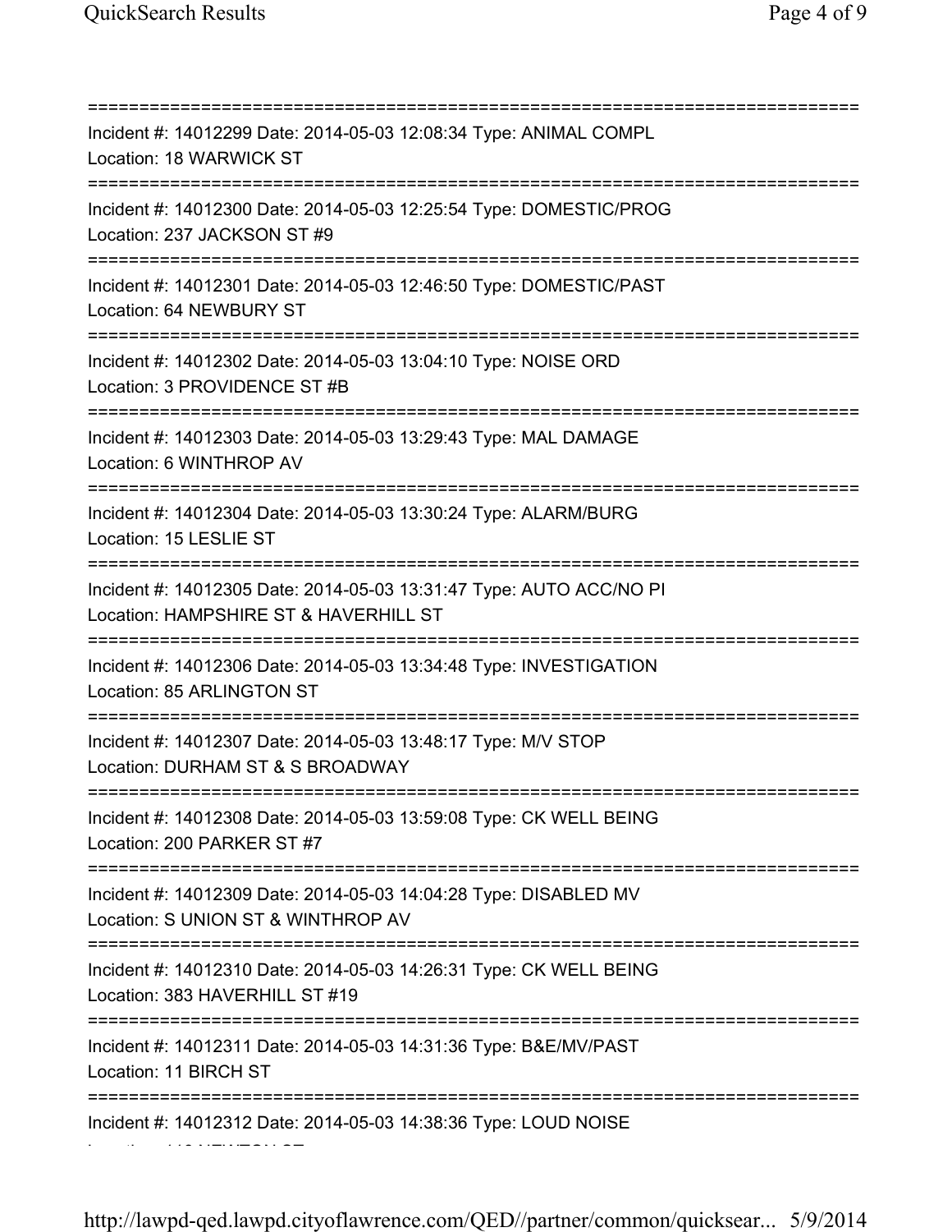===========================================================================
Incident #: 14012299 Date: 2014-05-03 12:08:34 Type: ANIMAL COMPL
Location: 18 WARWICK ST
===========================================================================
Incident #: 14012300 Date: 2014-05-03 12:25:54 Type: DOMESTIC/PROG
Location: 237 JACKSON ST #9
===========================================================================
Incident #: 14012301 Date: 2014-05-03 12:46:50 Type: DOMESTIC/PAST
Location: 64 NEWBURY ST
===========================================================================
Incident #: 14012302 Date: 2014-05-03 13:04:10 Type: NOISE ORD
Location: 3 PROVIDENCE ST #B
===========================================================================
Incident #: 14012303 Date: 2014-05-03 13:29:43 Type: MAL DAMAGE
Location: 6 WINTHROP AV
===========================================================================
Incident #: 14012304 Date: 2014-05-03 13:30:24 Type: ALARM/BURG
Location: 15 LESLIE ST
===========================================================================
Incident #: 14012305 Date: 2014-05-03 13:31:47 Type: AUTO ACC/NO PI
Location: HAMPSHIRE ST & HAVERHILL ST
===========================================================================
Incident #: 14012306 Date: 2014-05-03 13:34:48 Type: INVESTIGATION
Location: 85 ARLINGTON ST
===========================================================================
Incident #: 14012307 Date: 2014-05-03 13:48:17 Type: M/V STOP
Location: DURHAM ST & S BROADWAY
===========================================================================
Incident #: 14012308 Date: 2014-05-03 13:59:08 Type: CK WELL BEING
Location: 200 PARKER ST #7
===========================================================================
Incident #: 14012309 Date: 2014-05-03 14:04:28 Type: DISABLED MV
Location: S UNION ST & WINTHROP AV
===========================================================================
Incident #: 14012310 Date: 2014-05-03 14:26:31 Type: CK WELL BEING
Location: 383 HAVERHILL ST #19
===========================================================================
Incident #: 14012311 Date: 2014-05-03 14:31:36 Type: B&E/MV/PAST
Location: 11 BIRCH ST
===========================================================================
Incident #: 14012312 Date: 2014-05-03 14:38:36 Type: LOUD NOISE
Location: 116 NEWTON ST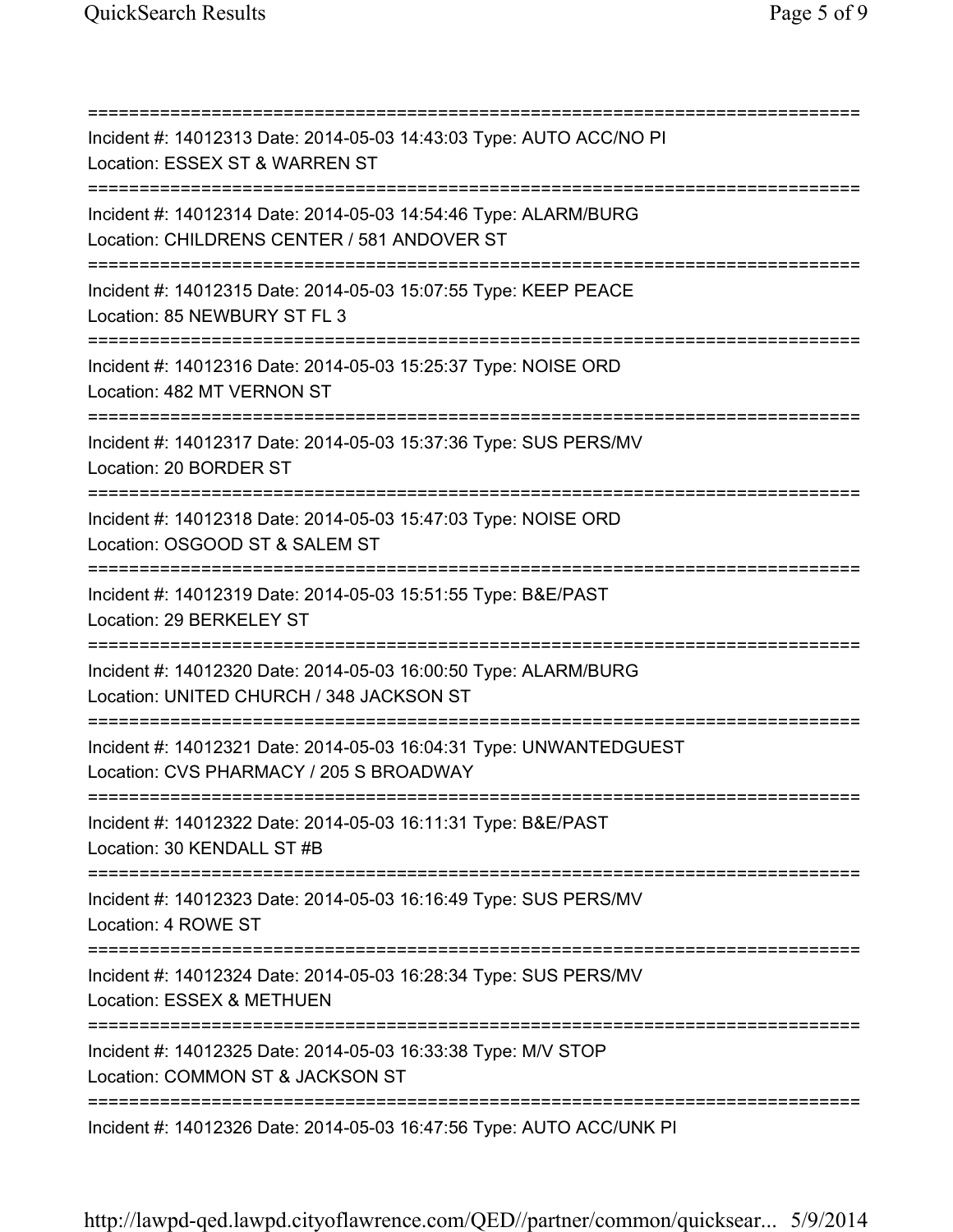==============================================================================
Incident #: 14012313 Date: 2014-05-03 14:43:03 Type: AUTO ACC/NO PI
Location: ESSEX ST & WARREN ST
==============================================================================
Incident #: 14012314 Date: 2014-05-03 14:54:46 Type: ALARM/BURG
Location: CHILDRENS CENTER / 581 ANDOVER ST
==============================================================================
Incident #: 14012315 Date: 2014-05-03 15:07:55 Type: KEEP PEACE
Location: 85 NEWBURY ST FL 3
==============================================================================
Incident #: 14012316 Date: 2014-05-03 15:25:37 Type: NOISE ORD
Location: 482 MT VERNON ST
==============================================================================
Incident #: 14012317 Date: 2014-05-03 15:37:36 Type: SUS PERS/MV
Location: 20 BORDER ST
==============================================================================
Incident #: 14012318 Date: 2014-05-03 15:47:03 Type: NOISE ORD
Location: OSGOOD ST & SALEM ST
==============================================================================
Incident #: 14012319 Date: 2014-05-03 15:51:55 Type: B&E/PAST
Location: 29 BERKELEY ST
==============================================================================
Incident #: 14012320 Date: 2014-05-03 16:00:50 Type: ALARM/BURG
Location: UNITED CHURCH / 348 JACKSON ST
==============================================================================
Incident #: 14012321 Date: 2014-05-03 16:04:31 Type: UNWANTEDGUEST
Location: CVS PHARMACY / 205 S BROADWAY
==============================================================================
Incident #: 14012322 Date: 2014-05-03 16:11:31 Type: B&E/PAST
Location: 30 KENDALL ST #B
==============================================================================
Incident #: 14012323 Date: 2014-05-03 16:16:49 Type: SUS PERS/MV
Location: 4 ROWE ST
==============================================================================
Incident #: 14012324 Date: 2014-05-03 16:28:34 Type: SUS PERS/MV
Location: ESSEX & METHUEN
==============================================================================
Incident #: 14012325 Date: 2014-05-03 16:33:38 Type: M/V STOP
Location: COMMON ST & JACKSON ST
==============================================================================
Incident #: 14012326 Date: 2014-05-03 16:47:56 Type: AUTO ACC/UNK PI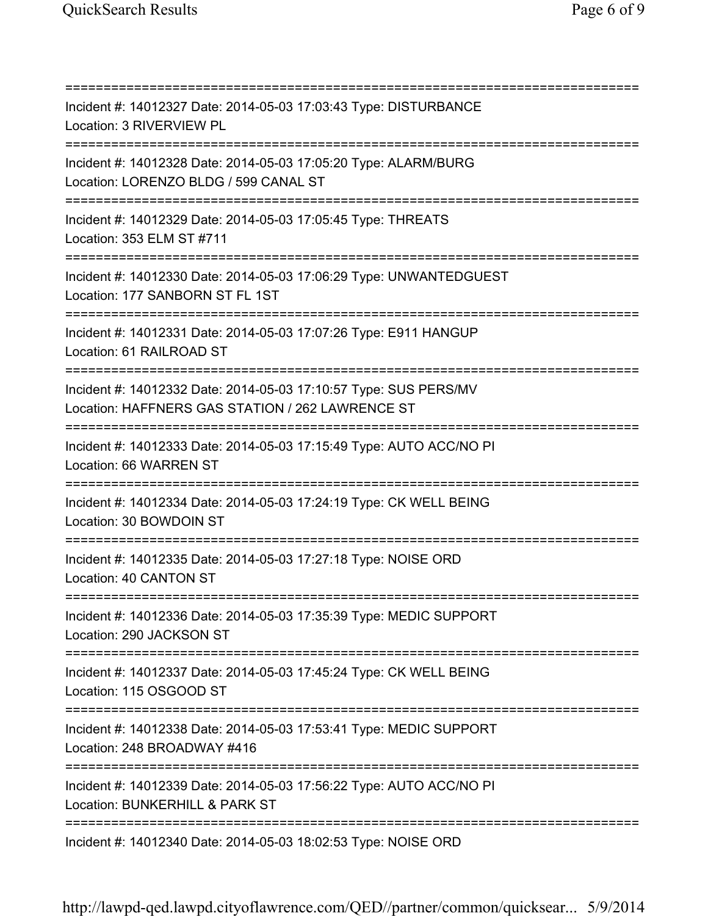===========================================================================

Incident #: 14012327 Date: 2014-05-03 17:03:43 Type: DISTURBANCE
Location: 3 RIVERVIEW PL

===========================================================================

Incident #: 14012328 Date: 2014-05-03 17:05:20 Type: ALARM/BURG
Location: LORENZO BLDG / 599 CANAL ST

===========================================================================

Incident #: 14012329 Date: 2014-05-03 17:05:45 Type: THREATS
Location: 353 ELM ST #711

===========================================================================

Incident #: 14012330 Date: 2014-05-03 17:06:29 Type: UNWANTEDGUEST
Location: 177 SANBORN ST FL 1ST

===========================================================================

Incident #: 14012331 Date: 2014-05-03 17:07:26 Type: E911 HANGUP
Location: 61 RAILROAD ST

===========================================================================

Incident #: 14012332 Date: 2014-05-03 17:10:57 Type: SUS PERS/MV
Location: HAFFNERS GAS STATION / 262 LAWRENCE ST

===========================================================================

Incident #: 14012333 Date: 2014-05-03 17:15:49 Type: AUTO ACC/NO PI
Location: 66 WARREN ST

===========================================================================

Incident #: 14012334 Date: 2014-05-03 17:24:19 Type: CK WELL BEING
Location: 30 BOWDOIN ST

===========================================================================

Incident #: 14012335 Date: 2014-05-03 17:27:18 Type: NOISE ORD
Location: 40 CANTON ST

===========================================================================

Incident #: 14012336 Date: 2014-05-03 17:35:39 Type: MEDIC SUPPORT
Location: 290 JACKSON ST

===========================================================================

Incident #: 14012337 Date: 2014-05-03 17:45:24 Type: CK WELL BEING
Location: 115 OSGOOD ST

===========================================================================

Incident #: 14012338 Date: 2014-05-03 17:53:41 Type: MEDIC SUPPORT
Location: 248 BROADWAY #416

===========================================================================

Incident #: 14012339 Date: 2014-05-03 17:56:22 Type: AUTO ACC/NO PI
Location: BUNKERHILL & PARK ST

===========================================================================

Incident #: 14012340 Date: 2014-05-03 18:02:53 Type: NOISE ORD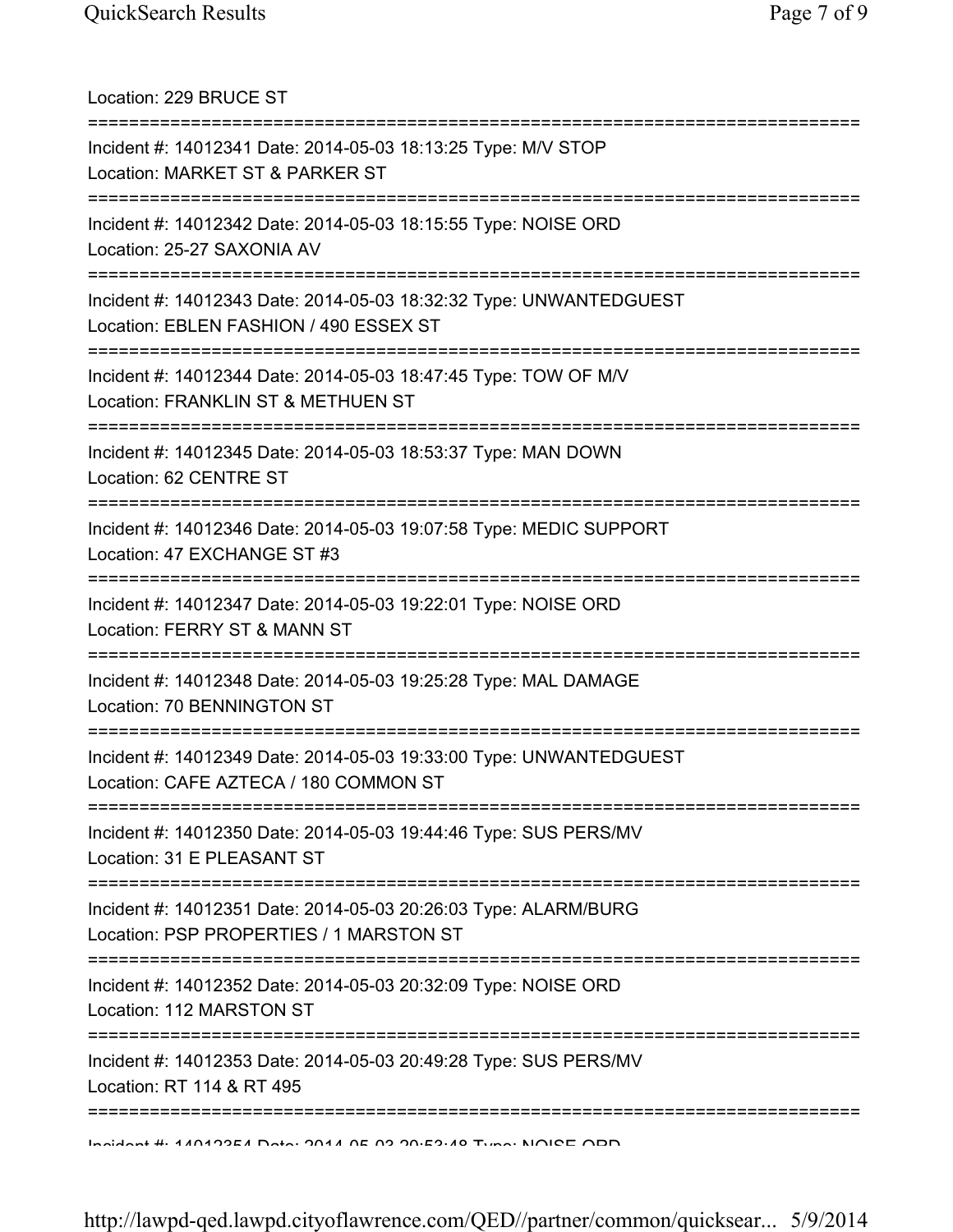Location: 229 BRUCE ST

===========================================================================

Incident #: 14012341 Date: 2014-05-03 18:13:25 Type: M/V STOP
Location: MARKET ST & PARKER ST

===========================================================================

Incident #: 14012342 Date: 2014-05-03 18:15:55 Type: NOISE ORD
Location: 25-27 SAXONIA AV

===========================================================================

Incident #: 14012343 Date: 2014-05-03 18:32:32 Type: UNWANTEDGUEST
Location: EBLEN FASHION / 490 ESSEX ST

===========================================================================

Incident #: 14012344 Date: 2014-05-03 18:47:45 Type: TOW OF M/V
Location: FRANKLIN ST & METHUEN ST

===========================================================================

Incident #: 14012345 Date: 2014-05-03 18:53:37 Type: MAN DOWN
Location: 62 CENTRE ST

===========================================================================

Incident #: 14012346 Date: 2014-05-03 19:07:58 Type: MEDIC SUPPORT
Location: 47 EXCHANGE ST #3

===========================================================================

Incident #: 14012347 Date: 2014-05-03 19:22:01 Type: NOISE ORD
Location: FERRY ST & MANN ST

===========================================================================

Incident #: 14012348 Date: 2014-05-03 19:25:28 Type: MAL DAMAGE
Location: 70 BENNINGTON ST

===========================================================================

Incident #: 14012349 Date: 2014-05-03 19:33:00 Type: UNWANTEDGUEST
Location: CAFE AZTECA / 180 COMMON ST

===========================================================================

Incident #: 14012350 Date: 2014-05-03 19:44:46 Type: SUS PERS/MV
Location: 31 E PLEASANT ST

===========================================================================

Incident #: 14012351 Date: 2014-05-03 20:26:03 Type: ALARM/BURG
Location: PSP PROPERTIES / 1 MARSTON ST

===========================================================================

Incident #: 14012352 Date: 2014-05-03 20:32:09 Type: NOISE ORD
Location: 112 MARSTON ST

===========================================================================

Incident #: 14012353 Date: 2014-05-03 20:49:28 Type: SUS PERS/MV
Location: RT 114 & RT 495

===========================================================================

Incident #: 14012354 Date: 2014-05-03 20:53:48 Type: NOISE ORD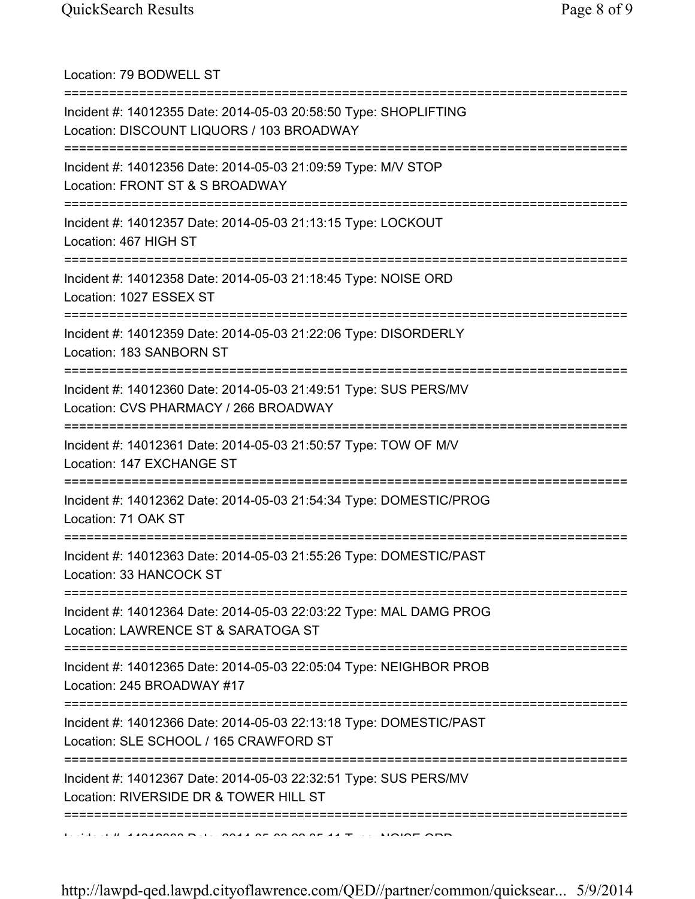Location: 79 BODWELL ST

===========================================================================

Incident #: 14012355 Date: 2014-05-03 20:58:50 Type: SHOPLIFTING
Location: DISCOUNT LIQUORS / 103 BROADWAY

===========================================================================

Incident #: 14012356 Date: 2014-05-03 21:09:59 Type: M/V STOP
Location: FRONT ST & S BROADWAY

===========================================================================

Incident #: 14012357 Date: 2014-05-03 21:13:15 Type: LOCKOUT
Location: 467 HIGH ST

===========================================================================

Incident #: 14012358 Date: 2014-05-03 21:18:45 Type: NOISE ORD
Location: 1027 ESSEX ST

===========================================================================

Incident #: 14012359 Date: 2014-05-03 21:22:06 Type: DISORDERLY
Location: 183 SANBORN ST

===========================================================================

Incident #: 14012360 Date: 2014-05-03 21:49:51 Type: SUS PERS/MV
Location: CVS PHARMACY / 266 BROADWAY

===========================================================================

Incident #: 14012361 Date: 2014-05-03 21:50:57 Type: TOW OF M/V
Location: 147 EXCHANGE ST

===========================================================================

Incident #: 14012362 Date: 2014-05-03 21:54:34 Type: DOMESTIC/PROG
Location: 71 OAK ST

===========================================================================

Incident #: 14012363 Date: 2014-05-03 21:55:26 Type: DOMESTIC/PAST
Location: 33 HANCOCK ST

===========================================================================

Incident #: 14012364 Date: 2014-05-03 22:03:22 Type: MAL DAMG PROG
Location: LAWRENCE ST & SARATOGA ST

===========================================================================

Incident #: 14012365 Date: 2014-05-03 22:05:04 Type: NEIGHBOR PROB
Location: 245 BROADWAY #17

===========================================================================

Incident #: 14012366 Date: 2014-05-03 22:13:18 Type: DOMESTIC/PAST
Location: SLE SCHOOL / 165 CRAWFORD ST

===========================================================================

Incident #: 14012367 Date: 2014-05-03 22:32:51 Type: SUS PERS/MV
Location: RIVERSIDE DR & TOWER HILL ST

===========================================================================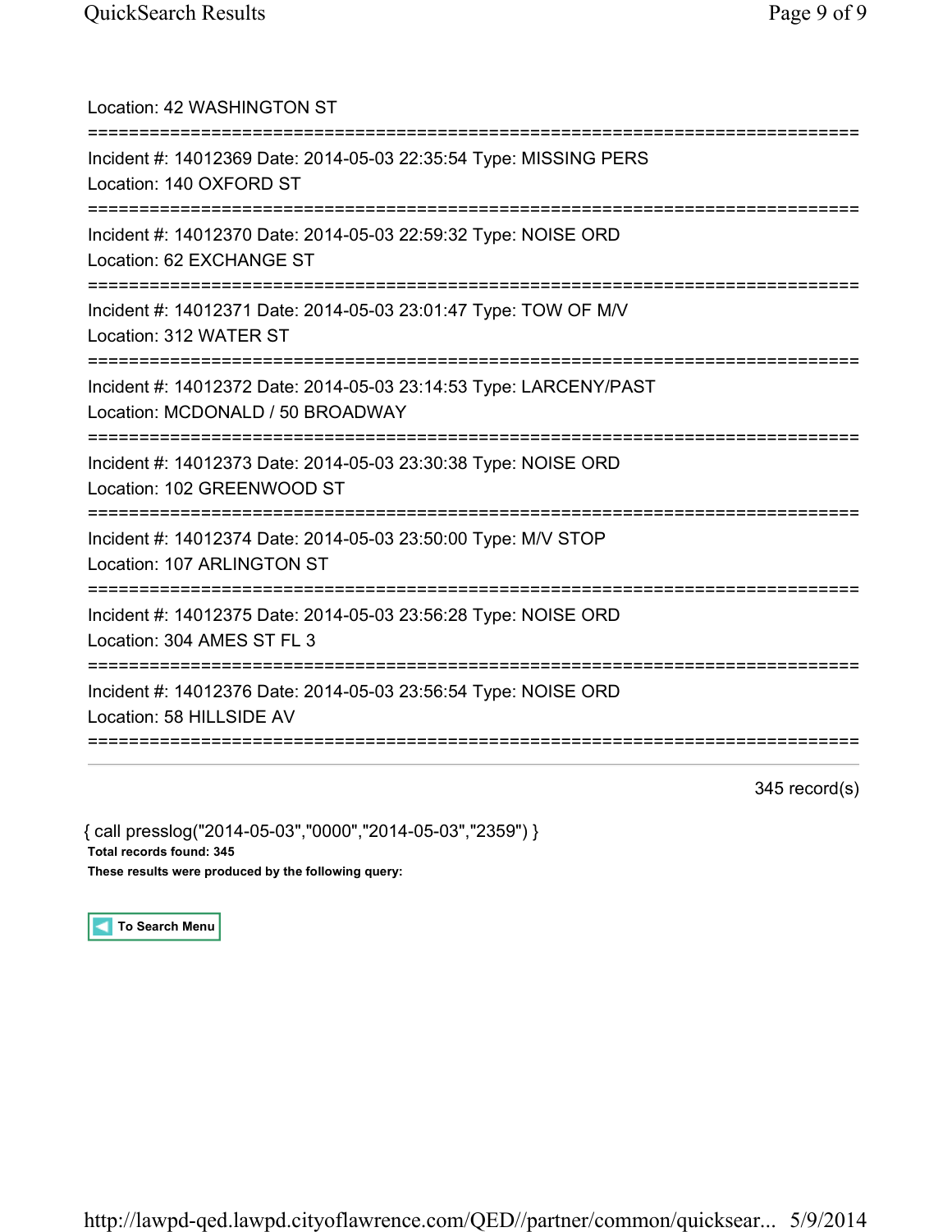Location: 42 WASHINGTON ST

===========================================================================

Incident #: 14012369 Date: 2014-05-03 22:35:54 Type: MISSING PERS

Location: 140 OXFORD ST

===========================================================================

Incident #: 14012370 Date: 2014-05-03 22:59:32 Type: NOISE ORD

Location: 62 EXCHANGE ST

===========================================================================

Incident #: 14012371 Date: 2014-05-03 23:01:47 Type: TOW OF M/V

Location: 312 WATER ST

===========================================================================

Incident #: 14012372 Date: 2014-05-03 23:14:53 Type: LARCENY/PAST

Location: MCDONALD / 50 BROADWAY

===========================================================================

Incident #: 14012373 Date: 2014-05-03 23:30:38 Type: NOISE ORD

Location: 102 GREENWOOD ST

===========================================================================

Incident #: 14012374 Date: 2014-05-03 23:50:00 Type: M/V STOP

Location: 107 ARLINGTON ST

===========================================================================

Incident #: 14012375 Date: 2014-05-03 23:56:28 Type: NOISE ORD

Location: 304 AMES ST FL 3

===========================================================================

Incident #: 14012376 Date: 2014-05-03 23:56:54 Type: NOISE ORD

Location: 58 HILLSIDE AV

===========================================================================

345 record(s)

{ call presslog("2014-05-03","0000","2014-05-03","2359") }

**Total records found: 345**

**These results were produced by the following query:**

To Search Menu